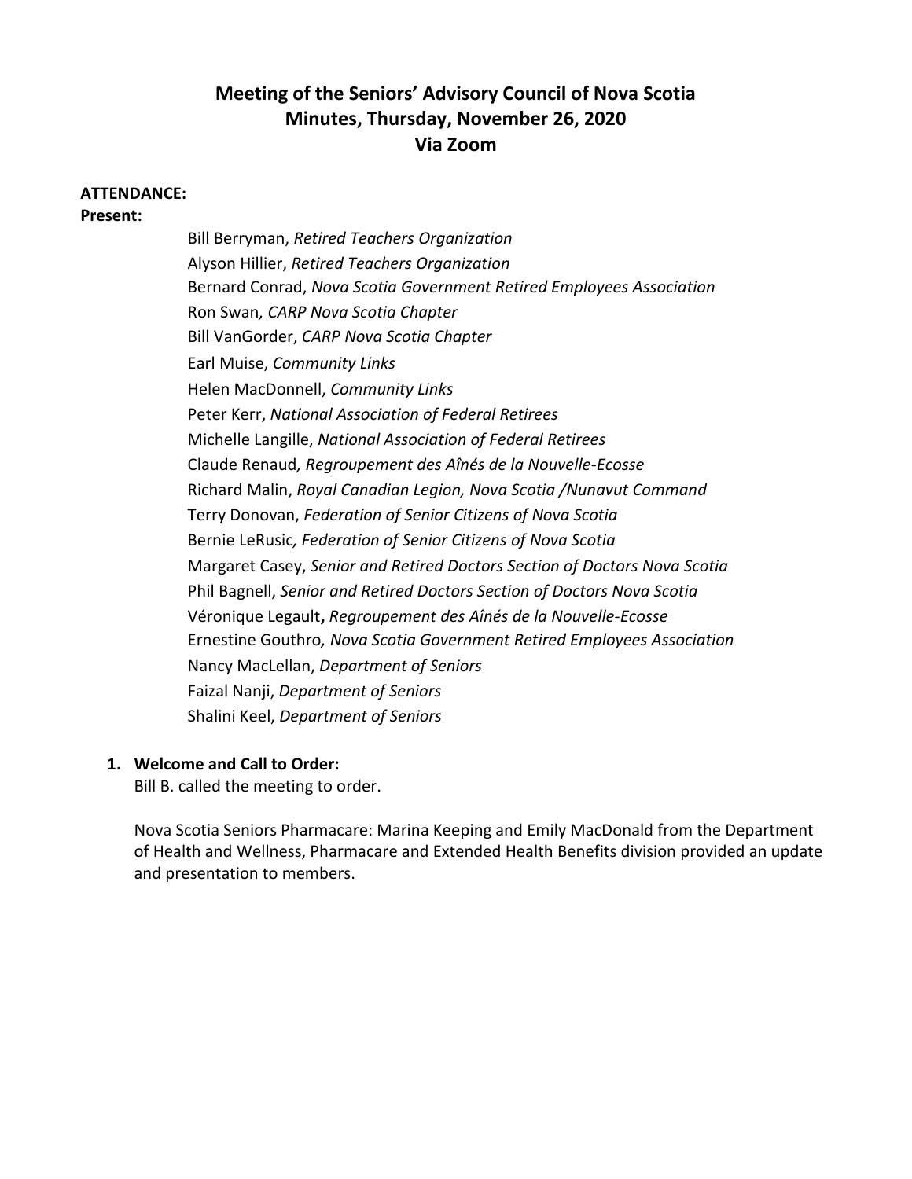# Meeting of the Seniors' Advisory Council of Nova Scotia
## Minutes, Thursday, November 26, 2020
## Via Zoom

**ATTENDANCE:**

**Present:**

Bill Berryman, *Retired Teachers Organization*
Alyson Hillier, *Retired Teachers Organization*
Bernard Conrad, *Nova Scotia Government Retired Employees Association*
Ron Swan, *CARP Nova Scotia Chapter*
Bill VanGorder, *CARP Nova Scotia Chapter*
Earl Muise, *Community Links*
Helen MacDonnell, *Community Links*
Peter Kerr, *National Association of Federal Retirees*
Michelle Langille, *National Association of Federal Retirees*
Claude Renaud, *Regroupement des Aînés de la Nouvelle-Ecosse*
Richard Malin, *Royal Canadian Legion, Nova Scotia /Nunavut Command*
Terry Donovan, *Federation of Senior Citizens of Nova Scotia*
Bernie LeRusic, *Federation of Senior Citizens of Nova Scotia*
Margaret Casey, *Senior and Retired Doctors Section of Doctors Nova Scotia*
Phil Bagnell, *Senior and Retired Doctors Section of Doctors Nova Scotia*
Véronique Legault**,** *Regroupement des Aînés de la Nouvelle-Ecosse*
Ernestine Gouthro, *Nova Scotia Government Retired Employees Association*
Nancy MacLellan, *Department of Seniors*
Faizal Nanji, *Department of Seniors*
Shalini Keel, *Department of Seniors*

1. **Welcome and Call to Order:**
   Bill B. called the meeting to order.

   Nova Scotia Seniors Pharmacare: Marina Keeping and Emily MacDonald from the Department of Health and Wellness, Pharmacare and Extended Health Benefits division provided an update and presentation to members.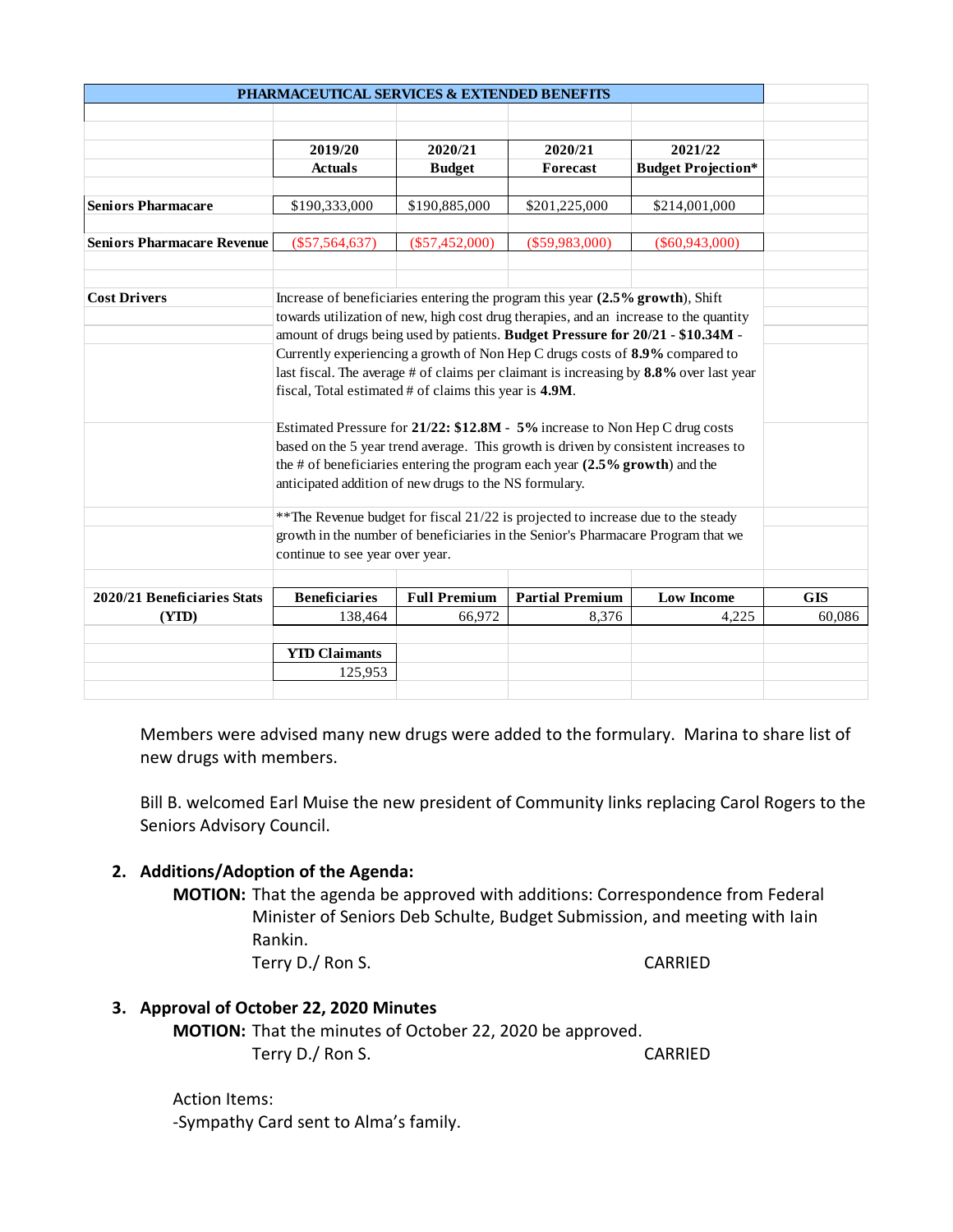| PHARMACEUTICAL SERVICES & EXTENDED BENEFITS | | | | | |
|---|---|---|---|---|---|
| | **2019/20 Actuals** | **2020/21 Budget** | **2020/21 Forecast** | **2021/22 Budget Projection*** | |
| **Seniors Pharmacare** | $190,333,000 | $190,885,000 | $201,225,000 | $214,001,000 | |
| **Seniors Pharmacare Revenue** | ($57,564,637) | ($57,452,000) | ($59,983,000) | ($60,943,000) | |
| **Cost Drivers** | Increase of beneficiaries entering the program this year **(2.5% growth**), Shift towards utilization of new, high cost drug therapies, and an increase to the quantity amount of drugs being used by patients. **Budget Pressure for 20/21 - $10.34M** - Currently experiencing a growth of Non Hep C drugs costs of **8.9%** compared to last fiscal. The average # of claims per claimant is increasing by **8.8%** over last year fiscal, Total estimated # of claims this year is **4.9M**. | | | | |
| | Estimated Pressure for **21/22: $12.8M - 5%** increase to Non Hep C drug costs based on the 5 year trend average. This growth is driven by consistent increases to the # of beneficiaries entering the program each year **(2.5% growth**) and the anticipated addition of new drugs to the NS formulary. | | | | |
| | **The Revenue budget for fiscal 21/22 is projected to increase due to the steady growth in the number of beneficiaries in the Senior's Pharmacare Program that we continue to see year over year. | | | | |
| **2020/21 Beneficiaries Stats (YTD)** | **Beneficiaries** | **Full Premium** | **Partial Premium** | **Low Income** | **GIS** |
| | 138,464 | 66,972 | 8,376 | 4,225 | 60,086 |
| | **YTD Claimants** | | | | |
| | 125,953 | | | | |

Members were advised many new drugs were added to the formulary. Marina to share list of new drugs with members.

Bill B. welcomed Earl Muise the new president of Community links replacing Carol Rogers to the Seniors Advisory Council.

## 2. Additions/Adoption of the Agenda:

**MOTION:** That the agenda be approved with additions: Correspondence from Federal Minister of Seniors Deb Schulte, Budget Submission, and meeting with Iain Rankin.

Terry D./ Ron S. CARRIED

## 3. Approval of October 22, 2020 Minutes

**MOTION:** That the minutes of October 22, 2020 be approved.

Terry D./ Ron S. CARRIED

Action Items:

-Sympathy Card sent to Alma's family.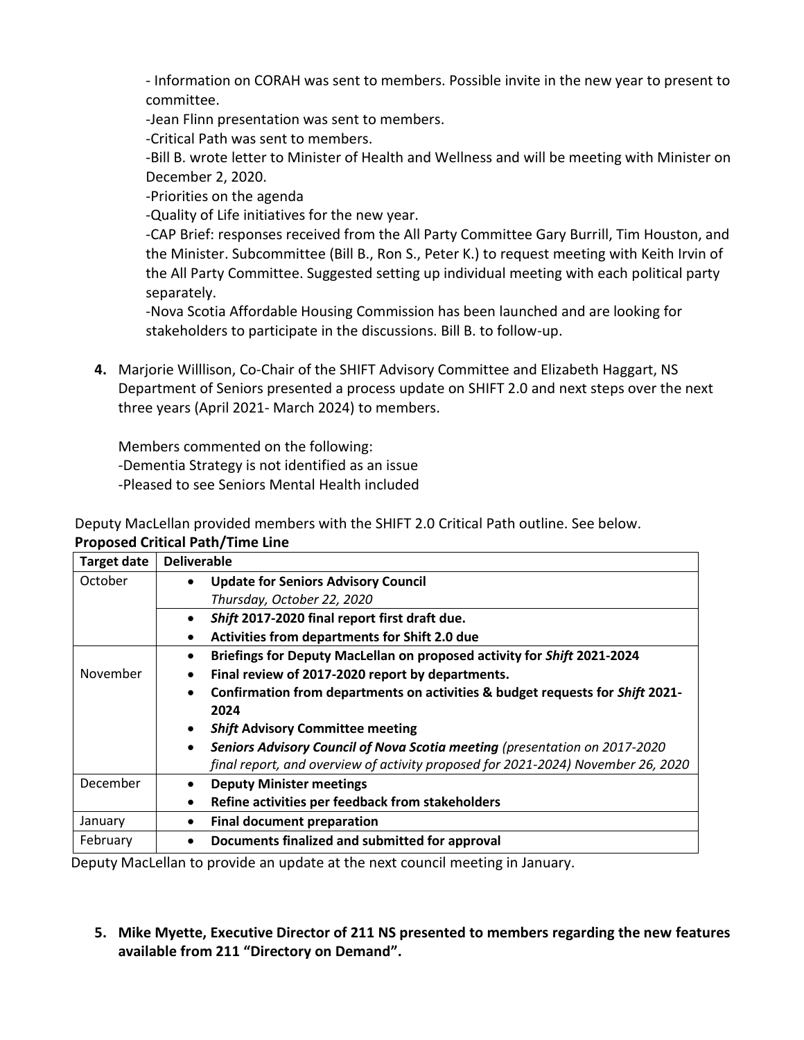- Information on CORAH was sent to members. Possible invite in the new year to present to committee.
-Jean Flinn presentation was sent to members.
-Critical Path was sent to members.
-Bill B. wrote letter to Minister of Health and Wellness and will be meeting with Minister on December 2, 2020.
-Priorities on the agenda
-Quality of Life initiatives for the new year.
-CAP Brief: responses received from the All Party Committee Gary Burrill, Tim Houston, and the Minister. Subcommittee (Bill B., Ron S., Peter K.) to request meeting with Keith Irvin of the All Party Committee. Suggested setting up individual meeting with each political party separately.
-Nova Scotia Affordable Housing Commission has been launched and are looking for stakeholders to participate in the discussions. Bill B. to follow-up.

4. Marjorie Willlison, Co-Chair of the SHIFT Advisory Committee and Elizabeth Haggart, NS Department of Seniors presented a process update on SHIFT 2.0 and next steps over the next three years (April 2021- March 2024) to members.

   Members commented on the following:
   -Dementia Strategy is not identified as an issue
   -Pleased to see Seniors Mental Health included

Deputy MacLellan provided members with the SHIFT 2.0 Critical Path outline. See below.

**Proposed Critical Path/Time Line**

| Target date | Deliverable |
|---|---|
| October | • **Update for Seniors Advisory Council** *Thursday, October 22, 2020* |
| | • ***Shift* 2017-2020 final report first draft due.** • **Activities from departments for Shift 2.0 due** |
| November | • **Briefings for Deputy MacLellan on proposed activity for *Shift* 2021-2024** • **Final review of 2017-2020 report by departments.** • **Confirmation from departments on activities & budget requests for *Shift* 2021-2024** • ***Shift* Advisory Committee meeting** • ***Seniors Advisory Council of Nova Scotia meeting*** *(presentation on 2017-2020 final report, and overview of activity proposed for 2021-2024) November 26, 2020* |
| December | • **Deputy Minister meetings** • **Refine activities per feedback from stakeholders** |
| January | • **Final document preparation** |
| February | • **Documents finalized and submitted for approval** |

Deputy MacLellan to provide an update at the next council meeting in January.

5. **Mike Myette, Executive Director of 211 NS presented to members regarding the new features available from 211 "Directory on Demand".**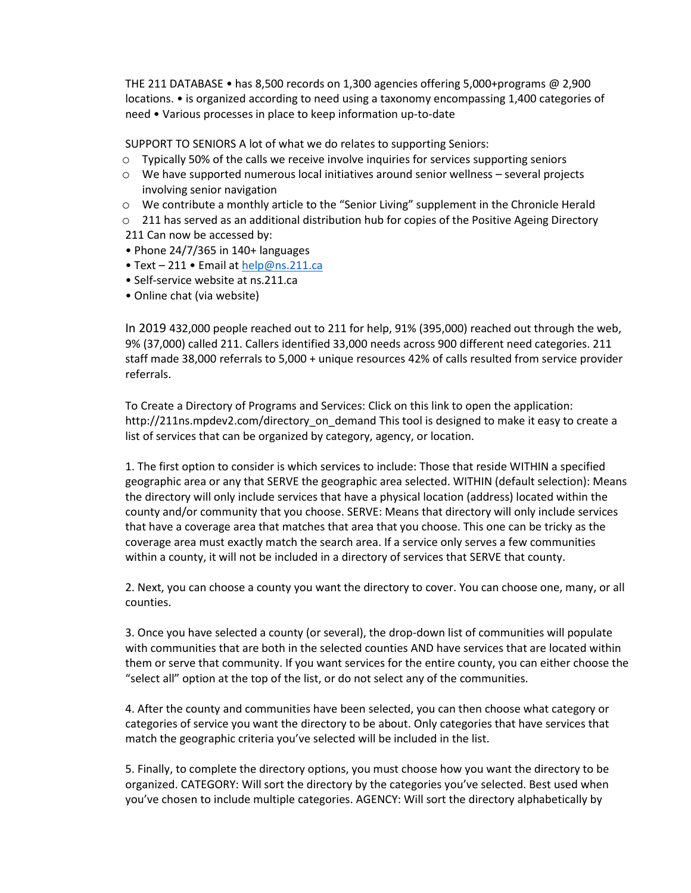THE 211 DATABASE • has 8,500 records on 1,300 agencies offering 5,000+programs @ 2,900 locations. • is organized according to need using a taxonomy encompassing 1,400 categories of need • Various processes in place to keep information up-to-date

SUPPORT TO SENIORS A lot of what we do relates to supporting Seniors:

- Typically 50% of the calls we receive involve inquiries for services supporting seniors
- We have supported numerous local initiatives around senior wellness – several projects involving senior navigation
- We contribute a monthly article to the "Senior Living" supplement in the Chronicle Herald
- 211 has served as an additional distribution hub for copies of the Positive Ageing Directory

211 Can now be accessed by:

- Phone 24/7/365 in 140+ languages
- Text – 211 • Email at help@ns.211.ca
- Self-service website at ns.211.ca
- Online chat (via website)

In 2019 432,000 people reached out to 211 for help, 91% (395,000) reached out through the web, 9% (37,000) called 211. Callers identified 33,000 needs across 900 different need categories. 211 staff made 38,000 referrals to 5,000 + unique resources 42% of calls resulted from service provider referrals.

To Create a Directory of Programs and Services: Click on this link to open the application: http://211ns.mpdev2.com/directory_on_demand This tool is designed to make it easy to create a list of services that can be organized by category, agency, or location.

1. The first option to consider is which services to include: Those that reside WITHIN a specified geographic area or any that SERVE the geographic area selected. WITHIN (default selection): Means the directory will only include services that have a physical location (address) located within the county and/or community that you choose. SERVE: Means that directory will only include services that have a coverage area that matches that area that you choose. This one can be tricky as the coverage area must exactly match the search area. If a service only serves a few communities within a county, it will not be included in a directory of services that SERVE that county.

2. Next, you can choose a county you want the directory to cover. You can choose one, many, or all counties.

3. Once you have selected a county (or several), the drop-down list of communities will populate with communities that are both in the selected counties AND have services that are located within them or serve that community. If you want services for the entire county, you can either choose the "select all" option at the top of the list, or do not select any of the communities.

4. After the county and communities have been selected, you can then choose what category or categories of service you want the directory to be about. Only categories that have services that match the geographic criteria you've selected will be included in the list.

5. Finally, to complete the directory options, you must choose how you want the directory to be organized. CATEGORY: Will sort the directory by the categories you've selected. Best used when you've chosen to include multiple categories. AGENCY: Will sort the directory alphabetically by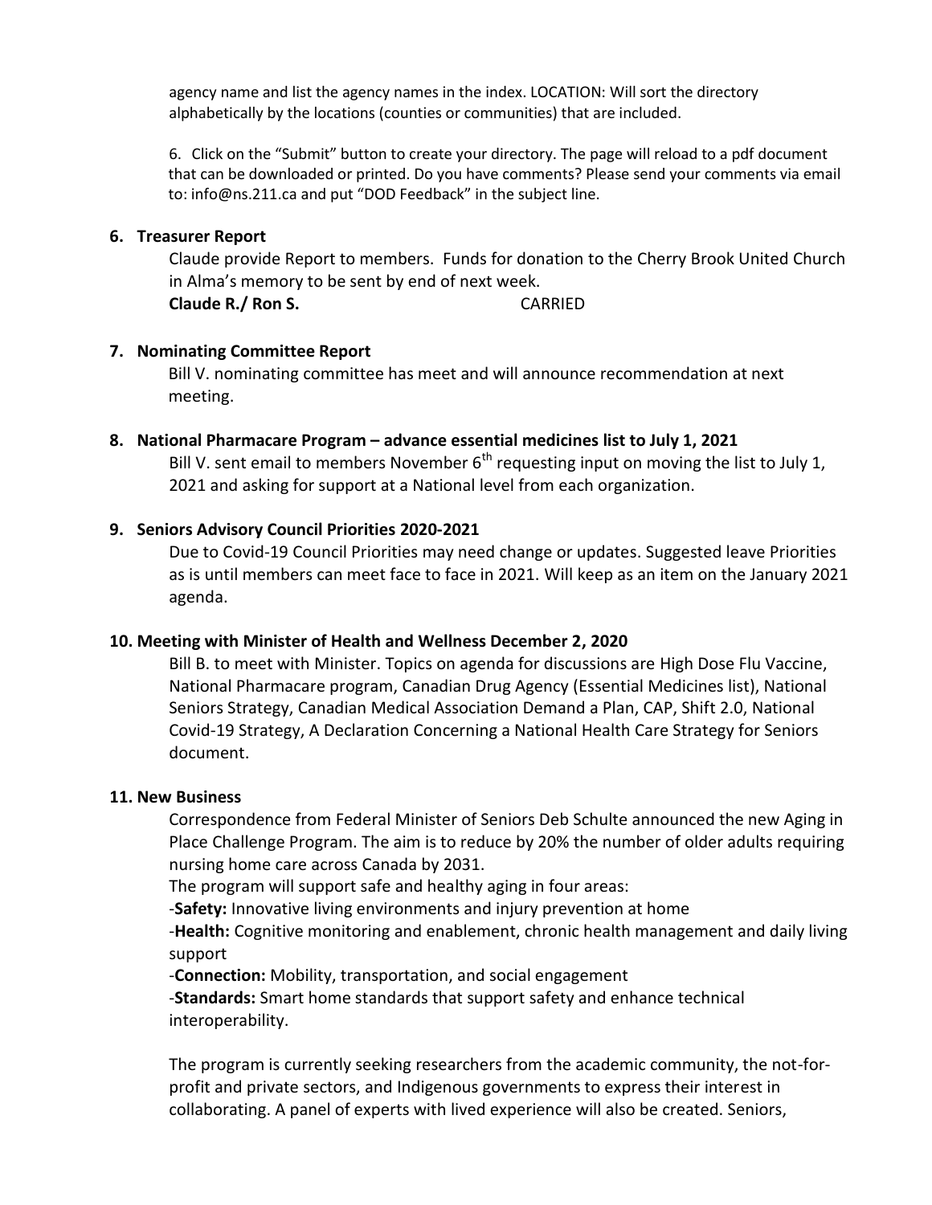agency name and list the agency names in the index. LOCATION: Will sort the directory alphabetically by the locations (counties or communities) that are included.

6. Click on the "Submit" button to create your directory. The page will reload to a pdf document that can be downloaded or printed. Do you have comments? Please send your comments via email to: info@ns.211.ca and put "DOD Feedback" in the subject line.

**6. Treasurer Report**

Claude provide Report to members. Funds for donation to the Cherry Brook United Church in Alma's memory to be sent by end of next week.

**Claude R./ Ron S.** CARRIED

**7. Nominating Committee Report**

Bill V. nominating committee has meet and will announce recommendation at next meeting.

**8. National Pharmacare Program – advance essential medicines list to July 1, 2021**

Bill V. sent email to members November 6th requesting input on moving the list to July 1, 2021 and asking for support at a National level from each organization.

**9. Seniors Advisory Council Priorities 2020-2021**

Due to Covid-19 Council Priorities may need change or updates. Suggested leave Priorities as is until members can meet face to face in 2021. Will keep as an item on the January 2021 agenda.

**10. Meeting with Minister of Health and Wellness December 2, 2020**

Bill B. to meet with Minister. Topics on agenda for discussions are High Dose Flu Vaccine, National Pharmacare program, Canadian Drug Agency (Essential Medicines list), National Seniors Strategy, Canadian Medical Association Demand a Plan, CAP, Shift 2.0, National Covid-19 Strategy, A Declaration Concerning a National Health Care Strategy for Seniors document.

**11. New Business**

Correspondence from Federal Minister of Seniors Deb Schulte announced the new Aging in Place Challenge Program. The aim is to reduce by 20% the number of older adults requiring nursing home care across Canada by 2031.

The program will support safe and healthy aging in four areas:

-**Safety:** Innovative living environments and injury prevention at home

-**Health:** Cognitive monitoring and enablement, chronic health management and daily living support

-**Connection:** Mobility, transportation, and social engagement

-**Standards:** Smart home standards that support safety and enhance technical interoperability.

The program is currently seeking researchers from the academic community, the not-for-profit and private sectors, and Indigenous governments to express their interest in collaborating. A panel of experts with lived experience will also be created. Seniors,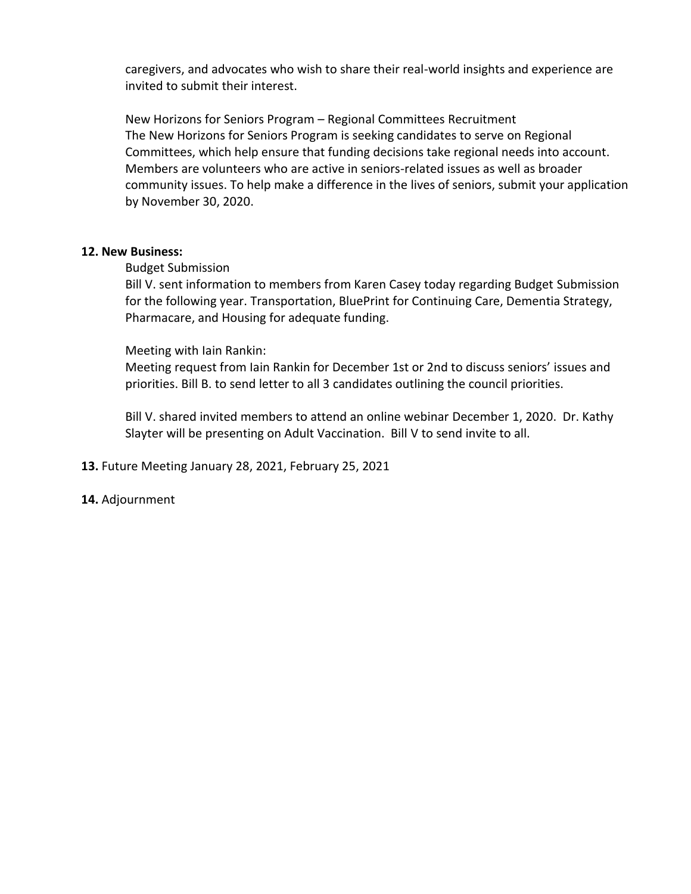caregivers, and advocates who wish to share their real-world insights and experience are invited to submit their interest.

New Horizons for Seniors Program – Regional Committees Recruitment
The New Horizons for Seniors Program is seeking candidates to serve on Regional Committees, which help ensure that funding decisions take regional needs into account. Members are volunteers who are active in seniors-related issues as well as broader community issues. To help make a difference in the lives of seniors, submit your application by November 30, 2020.

**12. New Business:**

Budget Submission
Bill V. sent information to members from Karen Casey today regarding Budget Submission for the following year. Transportation, BluePrint for Continuing Care, Dementia Strategy, Pharmacare, and Housing for adequate funding.

Meeting with Iain Rankin:
Meeting request from Iain Rankin for December 1st or 2nd to discuss seniors' issues and priorities. Bill B. to send letter to all 3 candidates outlining the council priorities.

Bill V. shared invited members to attend an online webinar December 1, 2020. Dr. Kathy Slayter will be presenting on Adult Vaccination. Bill V to send invite to all.

**13.** Future Meeting January 28, 2021, February 25, 2021

**14.** Adjournment